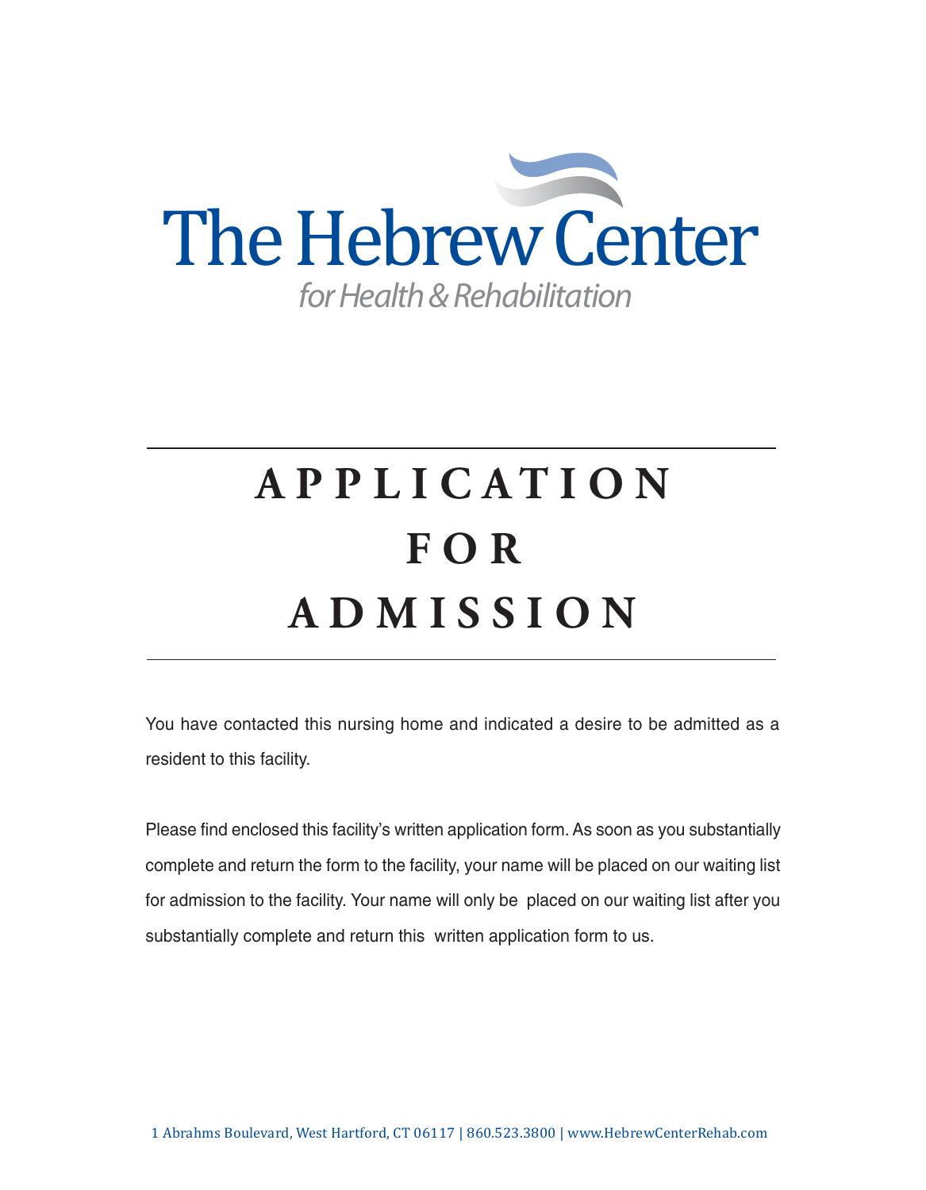The Hebrew Center

*for Health & Rehabilitation*

# APPLICATION FOR ADMISSION

You have contacted this nursing home and indicated a desire to be admitted as a resident to this facility.

Please find enclosed this facility's written application form. As soon as you substantially complete and return the form to the facility, your name will be placed on our waiting list for admission to the facility. Your name will only be placed on our waiting list after you substantially complete and return this written application form to us.

1 Abrahms Boulevard, West Hartford, CT 06117 | 860.523.3800 | www.HebrewCenterRehab.com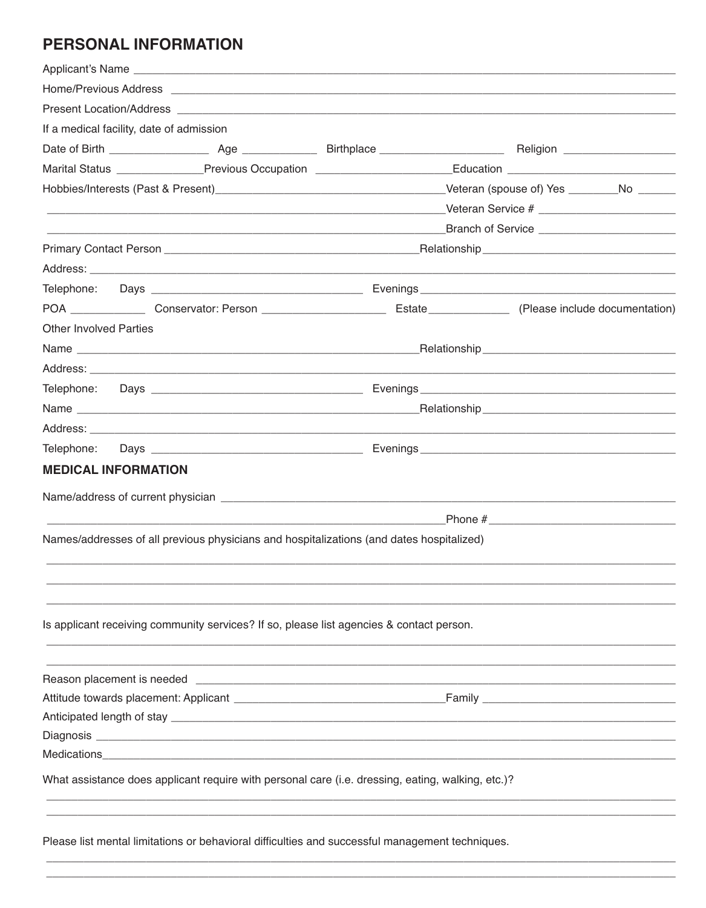## PERSONAL INFORMATION

Applicant's Name ___________________________________________________________________________

Home/Previous Address ______________________________________________________________________

Present Location/Address ____________________________________________________________________

If a medical facility, date of admission

Date of Birth ________________ Age ____________ Birthplace ____________________ Religion __________________

Marital Status ______________Previous Occupation ______________________Education ___________________________

Hobbies/Interests (Past & Present)____________________________________Veteran (spouse of) Yes ________No ______

_________________________________________________________________Veteran Service # ______________________

_________________________________________________________________Branch of Service ______________________

Primary Contact Person __________________________________________Relationship_______________________________

Address: ___________________________________________________________________________________________

Telephone: Days __________________________________ Evenings _________________________________________

POA ____________ Conservator: Person ____________________ Estate_____________ (Please include documentation)

Other Involved Parties

Name ______________________________________________________Relationship_______________________________

Address: ___________________________________________________________________________________________

Telephone: Days __________________________________ Evenings _________________________________________

Name ______________________________________________________Relationship_______________________________

Address: ___________________________________________________________________________________________

Telephone: Days __________________________________ Evenings _________________________________________

### MEDICAL INFORMATION

Name/address of current physician ___________________________________________________________________

_________________________________________________________________Phone # _______________________________

Names/addresses of all previous physicians and hospitalizations (and dates hospitalized)

_____________________________________________________________________________________________________

_____________________________________________________________________________________________________

_____________________________________________________________________________________________________

Is applicant receiving community services? If so, please list agencies & contact person.

_____________________________________________________________________________________________________

_____________________________________________________________________________________________________

Reason placement is needed _________________________________________________________________________

Attitude towards placement: Applicant ___________________________________Family _____________________________

Anticipated length of stay ____________________________________________________________________________

Diagnosis __________________________________________________________________________________________

Medications________________________________________________________________________________________

What assistance does applicant require with personal care (i.e. dressing, eating, walking, etc.)?

_____________________________________________________________________________________________________

_____________________________________________________________________________________________________

Please list mental limitations or behavioral difficulties and successful management techniques.

_____________________________________________________________________________________________________

_____________________________________________________________________________________________________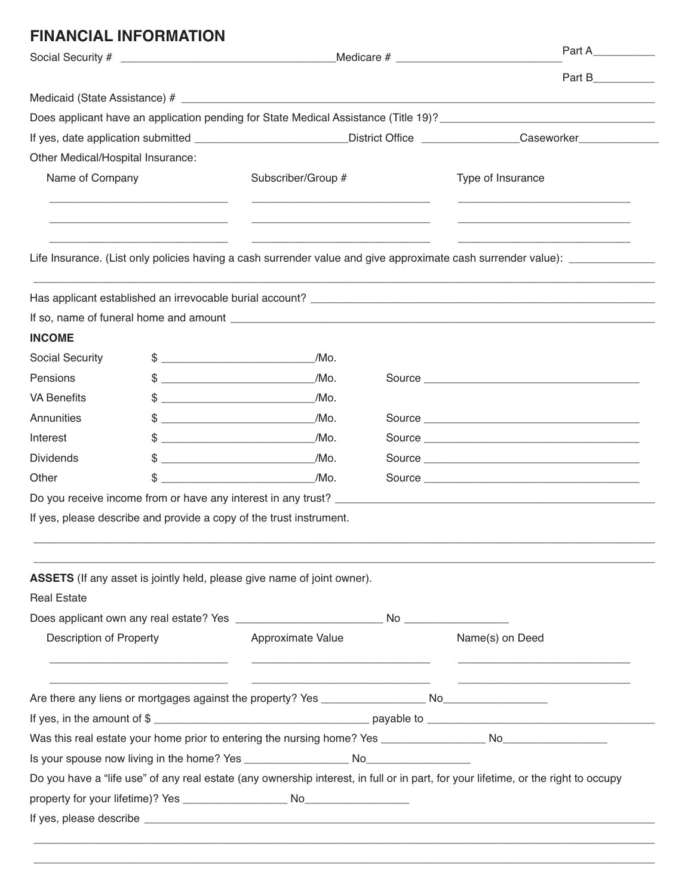## FINANCIAL INFORMATION

Social Security # ______________________ Medicare # ______________________ Part A__________

Part B__________

Medicaid (State Assistance) # ______________________________________________

Does applicant have an application pending for State Medical Assistance (Title 19)? ______________________

If yes, date application submitted ______________ District Office ______________ Caseworker______________

Other Medical/Hospital Insurance:

| Name of Company | Subscriber/Group # | Type of Insurance |
| --- | --- | --- |
| | | |
| | | |
| | | |

Life Insurance. (List only policies having a cash surrender value and give approximate cash surrender value): ______________

______________________________________________________________________________

Has applicant established an irrevocable burial account? ______________________________________________

If so, name of funeral home and amount ______________________________________________

**INCOME**

| | | |
| --- | --- | --- |
| Social Security | $ ______________/Mo. | |
| Pensions | $ ______________/Mo. | Source ______________________ |
| VA Benefits | $ ______________/Mo. | |
| Annuities | $ ______________/Mo. | Source ______________________ |
| Interest | $ ______________/Mo. | Source ______________________ |
| Dividends | $ ______________/Mo. | Source ______________________ |
| Other | $ ______________/Mo. | Source ______________________ |

Do you receive income from or have any interest in any trust? ______________________________________________

If yes, please describe and provide a copy of the trust instrument.

______________________________________________________________________________

______________________________________________________________________________

**ASSETS** (If any asset is jointly held, please give name of joint owner).

Real Estate

Does applicant own any real estate? Yes ______________ No ______________

| Description of Property | Approximate Value | Name(s) on Deed |
| --- | --- | --- |
| | | |
| | | |

Are there any liens or mortgages against the property? Yes ______________ No______________

If yes, in the amount of $ ______________________ payable to ______________________

Was this real estate your home prior to entering the nursing home? Yes ______________ No______________

Is your spouse now living in the home? Yes ______________ No______________

Do you have a "life use" of any real estate (any ownership interest, in full or in part, for your lifetime, or the right to occupy property for your lifetime)? Yes ______________ No______________

If yes, please describe ______________________________________________

______________________________________________________________________________

______________________________________________________________________________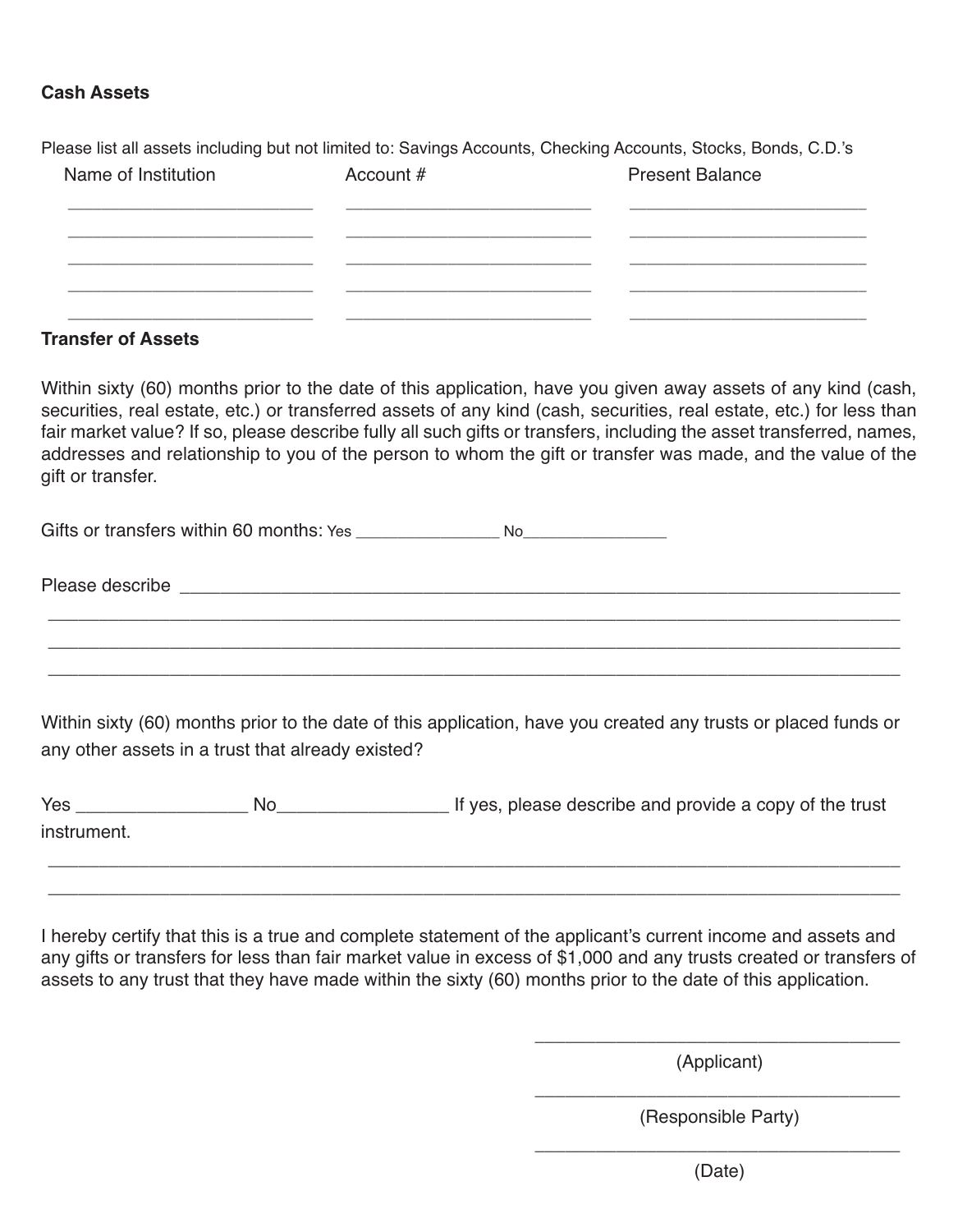**Cash Assets**

Please list all assets including but not limited to: Savings Accounts, Checking Accounts, Stocks, Bonds, C.D.'s

| Name of Institution | Account # | Present Balance |
| --- | --- | --- |
| ________________________ | ________________________ | ________________________ |
| ________________________ | ________________________ | ________________________ |
| ________________________ | ________________________ | ________________________ |
| ________________________ | ________________________ | ________________________ |
| ________________________ | ________________________ | ________________________ |

**Transfer of Assets**

Within sixty (60) months prior to the date of this application, have you given away assets of any kind (cash, securities, real estate, etc.) or transferred assets of any kind (cash, securities, real estate, etc.) for less than fair market value? If so, please describe fully all such gifts or transfers, including the asset transferred, names, addresses and relationship to you of the person to whom the gift or transfer was made, and the value of the gift or transfer.

Gifts or transfers within 60 months: Yes ________________ No________________

Please describe ______________________________________________________________________

______________________________________________________________________________________

______________________________________________________________________________________

______________________________________________________________________________________

Within sixty (60) months prior to the date of this application, have you created any trusts or placed funds or any other assets in a trust that already existed?

Yes _________________ No_________________ If yes, please describe and provide a copy of the trust instrument.

______________________________________________________________________________________

______________________________________________________________________________________

I hereby certify that this is a true and complete statement of the applicant's current income and assets and any gifts or transfers for less than fair market value in excess of $1,000 and any trusts created or transfers of assets to any trust that they have made within the sixty (60) months prior to the date of this application.

____________________________________

(Applicant)

____________________________________

(Responsible Party)

____________________________________

(Date)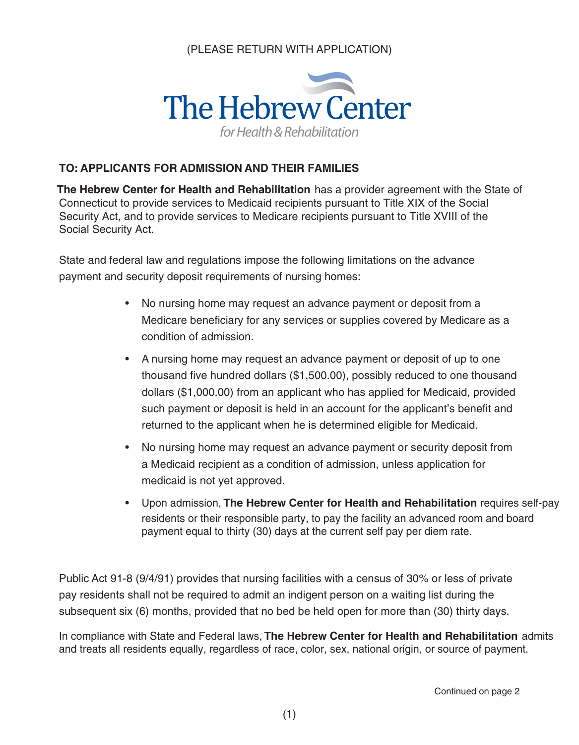(PLEASE RETURN WITH APPLICATION)

# The Hebrew Center

*for Health & Rehabilitation*

## TO: APPLICANTS FOR ADMISSION AND THEIR FAMILIES

**The Hebrew Center for Health and Rehabilitation** has a provider agreement with the State of Connecticut to provide services to Medicaid recipients pursuant to Title XIX of the Social Security Act, and to provide services to Medicare recipients pursuant to Title XVIII of the Social Security Act.

State and federal law and regulations impose the following limitations on the advance payment and security deposit requirements of nursing homes:

- No nursing home may request an advance payment or deposit from a Medicare beneficiary for any services or supplies covered by Medicare as a condition of admission.
- A nursing home may request an advance payment or deposit of up to one thousand five hundred dollars ($1,500.00), possibly reduced to one thousand dollars ($1,000.00) from an applicant who has applied for Medicaid, provided such payment or deposit is held in an account for the applicant's benefit and returned to the applicant when he is determined eligible for Medicaid.
- No nursing home may request an advance payment or security deposit from a Medicaid recipient as a condition of admission, unless application for medicaid is not yet approved.
- Upon admission, **The Hebrew Center for Health and Rehabilitation** requires self-pay residents or their responsible party, to pay the facility an advanced room and board payment equal to thirty (30) days at the current self pay per diem rate.

Public Act 91-8 (9/4/91) provides that nursing facilities with a census of 30% or less of private pay residents shall not be required to admit an indigent person on a waiting list during the subsequent six (6) months, provided that no bed be held open for more than (30) thirty days.

In compliance with State and Federal laws, **The Hebrew Center for Health and Rehabilitation** admits and treats all residents equally, regardless of race, color, sex, national origin, or source of payment.

Continued on page 2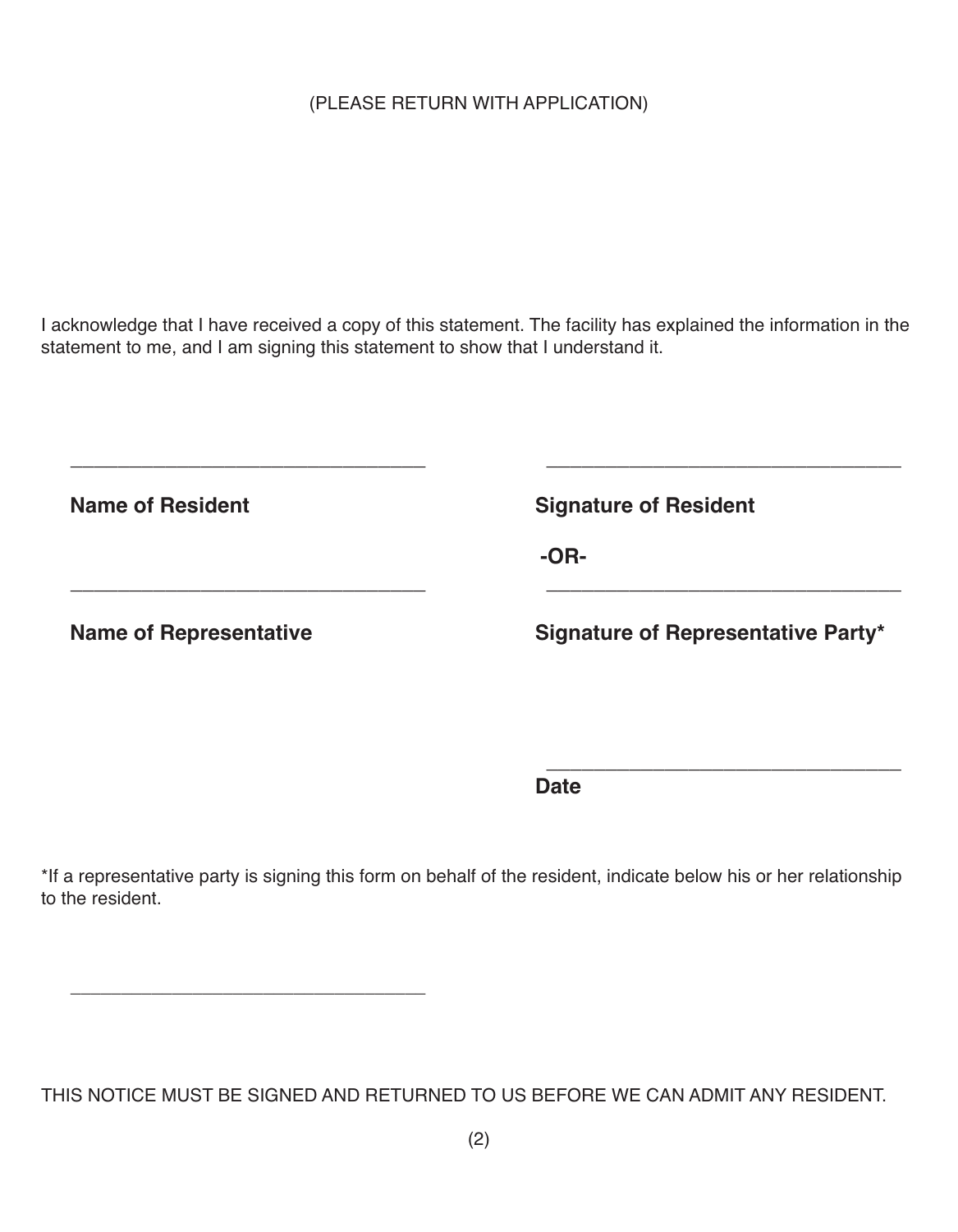(PLEASE RETURN WITH APPLICATION)

I acknowledge that I have received a copy of this statement. The facility has explained the information in the statement to me, and I am signing this statement to show that I understand it.

| | |
|---|---|
| ______________________________ | ______________________________ |
| **Name of Resident** | **Signature of Resident** |
| | **-OR-** |
| ______________________________ | ______________________________ |
| **Name of Representative** | **Signature of Representative Party*** |
| | ______________________________ |
| | **Date** |

*If a representative party is signing this form on behalf of the resident, indicate below his or her relationship to the resident.

______________________________

THIS NOTICE MUST BE SIGNED AND RETURNED TO US BEFORE WE CAN ADMIT ANY RESIDENT.